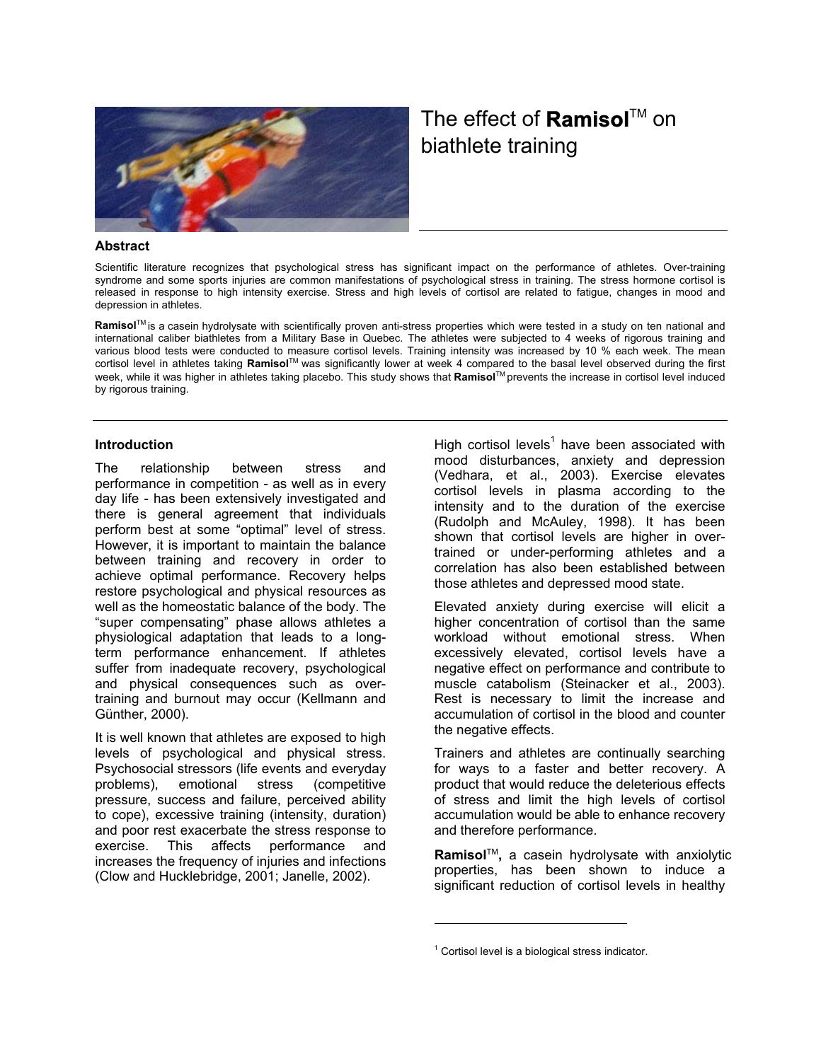# The effect of **Ramisol**™ on biathlete training

## Abstract

Scientific literature recognizes that psychological stress has significant impact on the performance of athletes. Over-training syndrome and some sports injuries are common manifestations of psychological stress in training. The stress hormone cortisol is released in response to high intensity exercise. Stress and high levels of cortisol are related to fatigue, changes in mood and depression in athletes.

**Ramisol**™ is a casein hydrolysate with scientifically proven anti-stress properties which were tested in a study on ten national and international caliber biathletes from a Military Base in Quebec. The athletes were subjected to 4 weeks of rigorous training and various blood tests were conducted to measure cortisol levels. Training intensity was increased by 10 % each week. The mean cortisol level in athletes taking **Ramisol**™ was significantly lower at week 4 compared to the basal level observed during the first week, while it was higher in athletes taking placebo. This study shows that **Ramisol**™ prevents the increase in cortisol level induced by rigorous training.

## Introduction

The relationship between stress and performance in competition - as well as in every day life - has been extensively investigated and there is general agreement that individuals perform best at some "optimal" level of stress. However, it is important to maintain the balance between training and recovery in order to achieve optimal performance. Recovery helps restore psychological and physical resources as well as the homeostatic balance of the body. The "super compensating" phase allows athletes a physiological adaptation that leads to a long-term performance enhancement. If athletes suffer from inadequate recovery, psychological and physical consequences such as over-training and burnout may occur (Kellmann and Günther, 2000).

It is well known that athletes are exposed to high levels of psychological and physical stress. Psychosocial stressors (life events and everyday problems), emotional stress (competitive pressure, success and failure, perceived ability to cope), excessive training (intensity, duration) and poor rest exacerbate the stress response to exercise. This affects performance and increases the frequency of injuries and infections (Clow and Hucklebridge, 2001; Janelle, 2002).

High cortisol levels[1] have been associated with mood disturbances, anxiety and depression (Vedhara, et al., 2003). Exercise elevates cortisol levels in plasma according to the intensity and to the duration of the exercise (Rudolph and McAuley, 1998). It has been shown that cortisol levels are higher in over-trained or under-performing athletes and a correlation has also been established between those athletes and depressed mood state.

Elevated anxiety during exercise will elicit a higher concentration of cortisol than the same workload without emotional stress. When excessively elevated, cortisol levels have a negative effect on performance and contribute to muscle catabolism (Steinacker et al., 2003). Rest is necessary to limit the increase and accumulation of cortisol in the blood and counter the negative effects.

Trainers and athletes are continually searching for ways to a faster and better recovery. A product that would reduce the deleterious effects of stress and limit the high levels of cortisol accumulation would be able to enhance recovery and therefore performance.

**Ramisol**™**,** a casein hydrolysate with anxiolytic properties, has been shown to induce a significant reduction of cortisol levels in healthy

[1] Cortisol level is a biological stress indicator.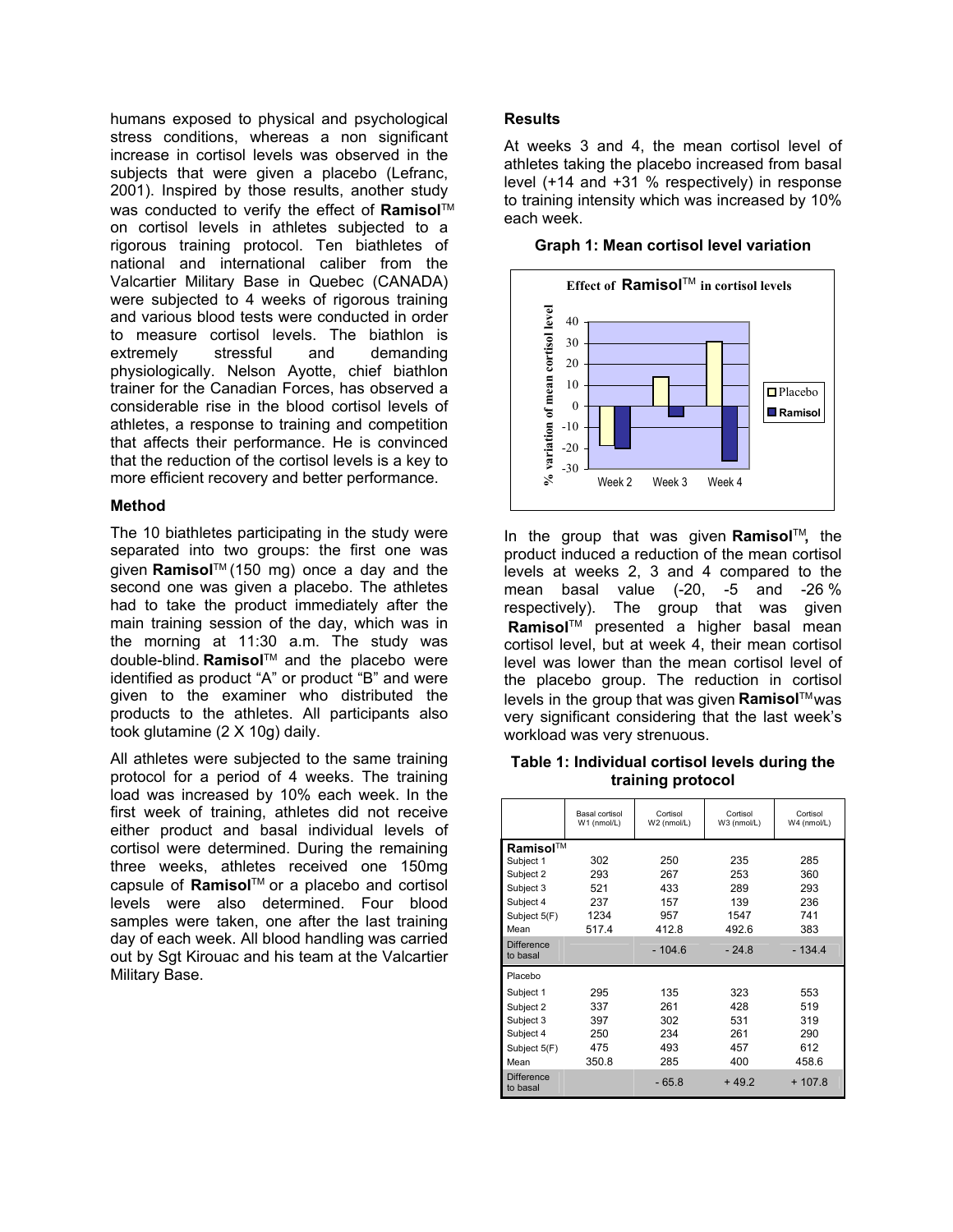humans exposed to physical and psychological stress conditions, whereas a non significant increase in cortisol levels was observed in the subjects that were given a placebo (Lefranc, 2001). Inspired by those results, another study was conducted to verify the effect of **Ramisol**™ on cortisol levels in athletes subjected to a rigorous training protocol. Ten biathletes of national and international caliber from the Valcartier Military Base in Quebec (CANADA) were subjected to 4 weeks of rigorous training and various blood tests were conducted in order to measure cortisol levels. The biathlon is extremely stressful and demanding physiologically. Nelson Ayotte, chief biathlon trainer for the Canadian Forces, has observed a considerable rise in the blood cortisol levels of athletes, a response to training and competition that affects their performance. He is convinced that the reduction of the cortisol levels is a key to more efficient recovery and better performance.

### Method

The 10 biathletes participating in the study were separated into two groups: the first one was given **Ramisol**™ (150 mg) once a day and the second one was given a placebo. The athletes had to take the product immediately after the main training session of the day, which was in the morning at 11:30 a.m. The study was double-blind. **Ramisol**™ and the placebo were identified as product "A" or product "B" and were given to the examiner who distributed the products to the athletes. All participants also took glutamine (2 X 10g) daily.

All athletes were subjected to the same training protocol for a period of 4 weeks. The training load was increased by 10% each week. In the first week of training, athletes did not receive either product and basal individual levels of cortisol were determined. During the remaining three weeks, athletes received one 150mg capsule of **Ramisol**™ or a placebo and cortisol levels were also determined. Four blood samples were taken, one after the last training day of each week. All blood handling was carried out by Sgt Kirouac and his team at the Valcartier Military Base.

### Results

At weeks 3 and 4, the mean cortisol level of athletes taking the placebo increased from basal level (+14 and +31 % respectively) in response to training intensity which was increased by 10% each week.

**Graph 1: Mean cortisol level variation**

**Effect of Ramisol™ in cortisol levels**

| % variation of mean cortisol level | Week 2 | Week 3 | Week 4 |
|---|---|---|---|
| Placebo | -19 | 14 | 31 |
| Ramisol | -20 | -5 | -26 |

In the group that was given **Ramisol**™**,** the product induced a reduction of the mean cortisol levels at weeks 2, 3 and 4 compared to the mean basal value (-20, -5 and -26 % respectively). The group that was given **Ramisol**™ presented a higher basal mean cortisol level, but at week 4, their mean cortisol level was lower than the mean cortisol level of the placebo group. The reduction in cortisol levels in the group that was given **Ramisol**™ was very significant considering that the last week's workload was very strenuous.

**Table 1: Individual cortisol levels during the training protocol**

| | Basal cortisol W1 (nmol/L) | Cortisol W2 (nmol/L) | Cortisol W3 (nmol/L) | Cortisol W4 (nmol/L) |
|---|---|---|---|---|
| **Ramisol**™ | | | | |
| Subject 1 | 302 | 250 | 235 | 285 |
| Subject 2 | 293 | 267 | 253 | 360 |
| Subject 3 | 521 | 433 | 289 | 293 |
| Subject 4 | 237 | 157 | 139 | 236 |
| Subject 5(F) | 1234 | 957 | 1547 | 741 |
| Mean | 517.4 | 412.8 | 492.6 | 383 |
| Difference to basal | | - 104.6 | - 24.8 | - 134.4 |
| Placebo | | | | |
| Subject 1 | 295 | 135 | 323 | 553 |
| Subject 2 | 337 | 261 | 428 | 519 |
| Subject 3 | 397 | 302 | 531 | 319 |
| Subject 4 | 250 | 234 | 261 | 290 |
| Subject 5(F) | 475 | 493 | 457 | 612 |
| Mean | 350.8 | 285 | 400 | 458.6 |
| Difference to basal | | - 65.8 | + 49.2 | + 107.8 |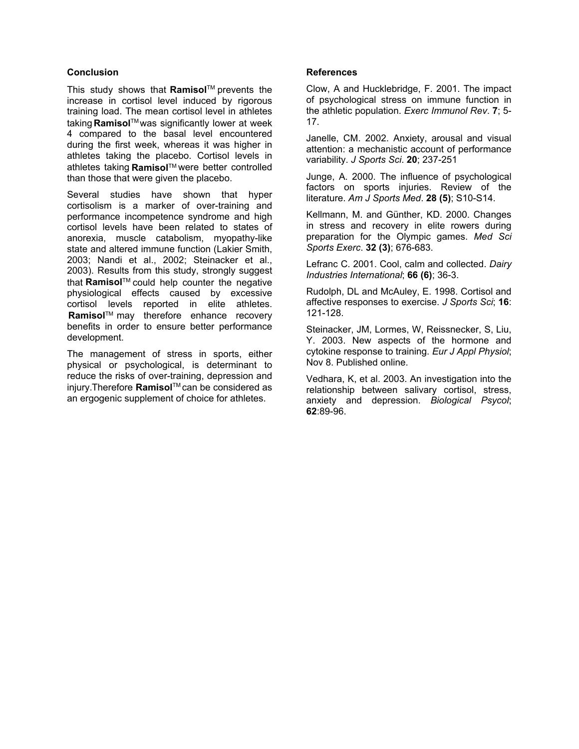## Conclusion

This study shows that **Ramisol**™ prevents the increase in cortisol level induced by rigorous training load. The mean cortisol level in athletes taking **Ramisol**™ was significantly lower at week 4 compared to the basal level encountered during the first week, whereas it was higher in athletes taking the placebo. Cortisol levels in athletes taking **Ramisol**™ were better controlled than those that were given the placebo.

Several studies have shown that hyper cortisolism is a marker of over-training and performance incompetence syndrome and high cortisol levels have been related to states of anorexia, muscle catabolism, myopathy-like state and altered immune function (Lakier Smith, 2003; Nandi et al., 2002; Steinacker et al., 2003). Results from this study, strongly suggest that **Ramisol**™ could help counter the negative physiological effects caused by excessive cortisol levels reported in elite athletes. **Ramisol**™ may therefore enhance recovery benefits in order to ensure better performance development.

The management of stress in sports, either physical or psychological, is determinant to reduce the risks of over-training, depression and injury.Therefore **Ramisol**™ can be considered as an ergogenic supplement of choice for athletes.

## References

Clow, A and Hucklebridge, F. 2001. The impact of psychological stress on immune function in the athletic population. *Exerc Immunol Rev*. **7**; 5-17.

Janelle, CM. 2002. Anxiety, arousal and visual attention: a mechanistic account of performance variability. *J Sports Sci*. **20**; 237-251

Junge, A. 2000. The influence of psychological factors on sports injuries. Review of the literature. *Am J Sports Med*. **28 (5)**; S10-S14.

Kellmann, M. and Günther, KD. 2000. Changes in stress and recovery in elite rowers during preparation for the Olympic games. *Med Sci Sports Exerc*. **32 (3)**; 676-683.

Lefranc C. 2001. Cool, calm and collected. *Dairy Industries International*; **66 (6)**; 36-3.

Rudolph, DL and McAuley, E. 1998. Cortisol and affective responses to exercise. *J Sports Sci*; **16**: 121-128.

Steinacker, JM, Lormes, W, Reissnecker, S, Liu, Y. 2003. New aspects of the hormone and cytokine response to training. *Eur J Appl Physiol*; Nov 8. Published online.

Vedhara, K, et al. 2003. An investigation into the relationship between salivary cortisol, stress, anxiety and depression. *Biological Psycol*; **62**:89-96.